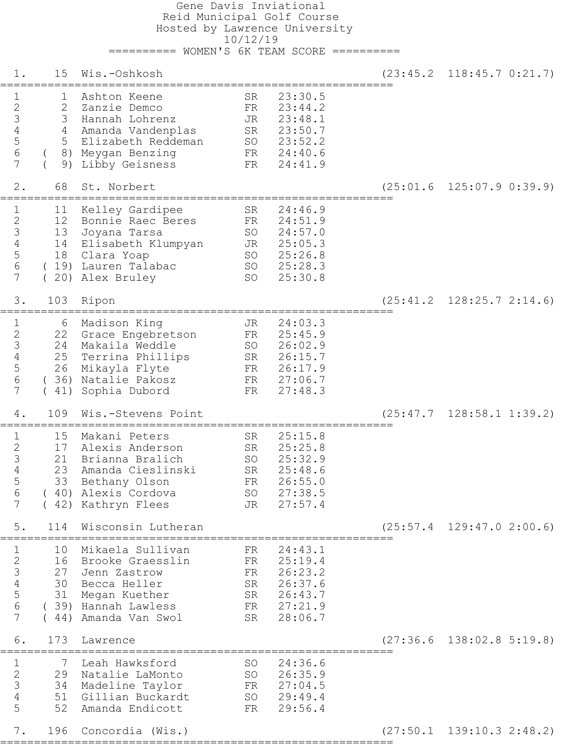# Gene Davis Inviational

## Reid Municipal Golf Course

### Hosted by Lawrence University

10/12/19

========== WOMEN'S 6K TEAM SCORE ==========

**1. 15 Wis.-Oshkosh** (23:45.2 118:45.7 0:21.7)

| # | Place | Name | Yr | Time |
|---|---|---|---|---|
| 1 | 1 | Ashton Keene | SR | 23:30.5 |
| 2 | 2 | Zanzie Demco | FR | 23:44.2 |
| 3 | 3 | Hannah Lohrenz | JR | 23:48.1 |
| 4 | 4 | Amanda Vandenplas | SR | 23:50.7 |
| 5 | 5 | Elizabeth Reddeman | SO | 23:52.2 |
| 6 | ( 8) | Meygan Benzing | FR | 24:40.6 |
| 7 | ( 9) | Libby Geisness | FR | 24:41.9 |

**2. 68 St. Norbert** (25:01.6 125:07.9 0:39.9)

| # | Place | Name | Yr | Time |
|---|---|---|---|---|
| 1 | 11 | Kelley Gardipee | SR | 24:46.9 |
| 2 | 12 | Bonnie Raec Beres | FR | 24:51.9 |
| 3 | 13 | Joyana Tarsa | SO | 24:57.0 |
| 4 | 14 | Elisabeth Klumpyan | JR | 25:05.3 |
| 5 | 18 | Clara Yoap | SO | 25:26.8 |
| 6 | ( 19) | Lauren Talabac | SO | 25:28.3 |
| 7 | ( 20) | Alex Bruley | SO | 25:30.8 |

**3. 103 Ripon** (25:41.2 128:25.7 2:14.6)

| # | Place | Name | Yr | Time |
|---|---|---|---|---|
| 1 | 6 | Madison King | JR | 24:03.3 |
| 2 | 22 | Grace Engebretson | FR | 25:45.9 |
| 3 | 24 | Makaila Weddle | SO | 26:02.9 |
| 4 | 25 | Terrina Phillips | SR | 26:15.7 |
| 5 | 26 | Mikayla Flyte | FR | 26:17.9 |
| 6 | ( 36) | Natalie Pakosz | FR | 27:06.7 |
| 7 | ( 41) | Sophia Dubord | FR | 27:48.3 |

**4. 109 Wis.-Stevens Point** (25:47.7 128:58.1 1:39.2)

| # | Place | Name | Yr | Time |
|---|---|---|---|---|
| 1 | 15 | Makani Peters | SR | 25:15.8 |
| 2 | 17 | Alexis Anderson | SR | 25:25.8 |
| 3 | 21 | Brianna Bralich | SO | 25:32.9 |
| 4 | 23 | Amanda Cieslinski | SR | 25:48.6 |
| 5 | 33 | Bethany Olson | FR | 26:55.0 |
| 6 | ( 40) | Alexis Cordova | SO | 27:38.5 |
| 7 | ( 42) | Kathryn Flees | JR | 27:57.4 |

**5. 114 Wisconsin Lutheran** (25:57.4 129:47.0 2:00.6)

| # | Place | Name | Yr | Time |
|---|---|---|---|---|
| 1 | 10 | Mikaela Sullivan | FR | 24:43.1 |
| 2 | 16 | Brooke Graesslin | FR | 25:19.4 |
| 3 | 27 | Jenn Zastrow | FR | 26:23.2 |
| 4 | 30 | Becca Heller | SR | 26:37.6 |
| 5 | 31 | Megan Kuether | SR | 26:43.7 |
| 6 | ( 39) | Hannah Lawless | FR | 27:21.9 |
| 7 | ( 44) | Amanda Van Swol | SR | 28:06.7 |

**6. 173 Lawrence** (27:36.6 138:02.8 5:19.8)

| # | Place | Name | Yr | Time |
|---|---|---|---|---|
| 1 | 7 | Leah Hawksford | SO | 24:36.6 |
| 2 | 29 | Natalie LaMonto | SO | 26:35.9 |
| 3 | 34 | Madeline Taylor | FR | 27:04.5 |
| 4 | 51 | Gillian Buckardt | SO | 29:49.4 |
| 5 | 52 | Amanda Endicott | FR | 29:56.4 |

**7. 196 Concordia (Wis.)** (27:50.1 139:10.3 2:48.2)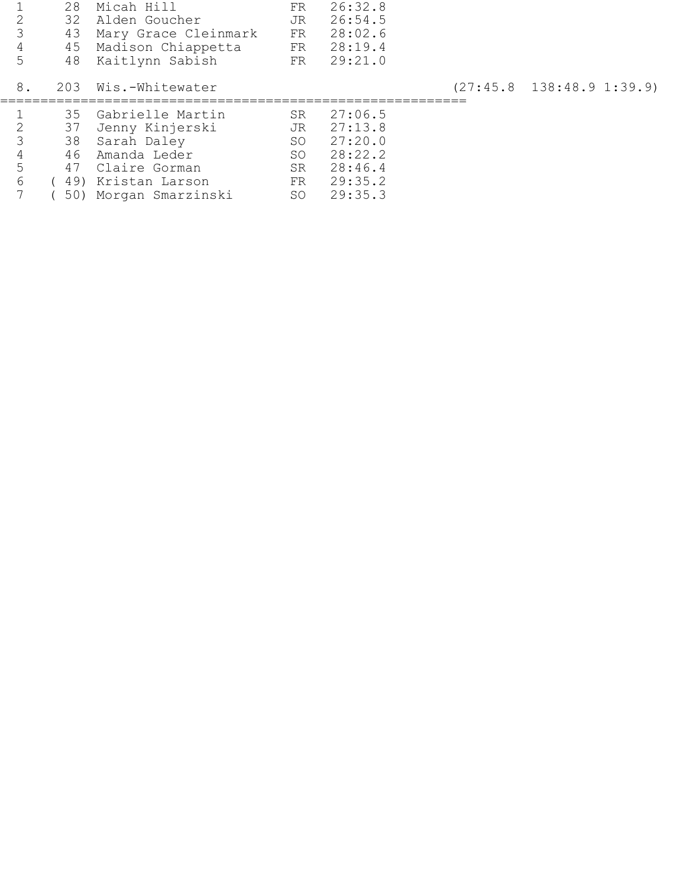```
  1      28  Micah Hill             FR   26:32.8
  2      32  Alden Goucher          JR   26:54.5
  3      43  Mary Grace Cleinmark   FR   28:02.6
  4      45  Madison Chiappetta     FR   28:19.4
  5      48  Kaitlynn Sabish        FR   29:21.0

 8.     203  Wis.-Whitewater                                   (27:45.8  138:48.9 1:39.9)
===========================================================
  1      35  Gabrielle Martin       SR   27:06.5
  2      37  Jenny Kinjerski        JR   27:13.8
  3      38  Sarah Daley            SO   27:20.0
  4      46  Amanda Leder           SO   28:22.2
  5      47  Claire Gorman          SR   28:46.4
  6    ( 49) Kristan Larson         FR   29:35.2
  7    ( 50) Morgan Smarzinski      SO   29:35.3
```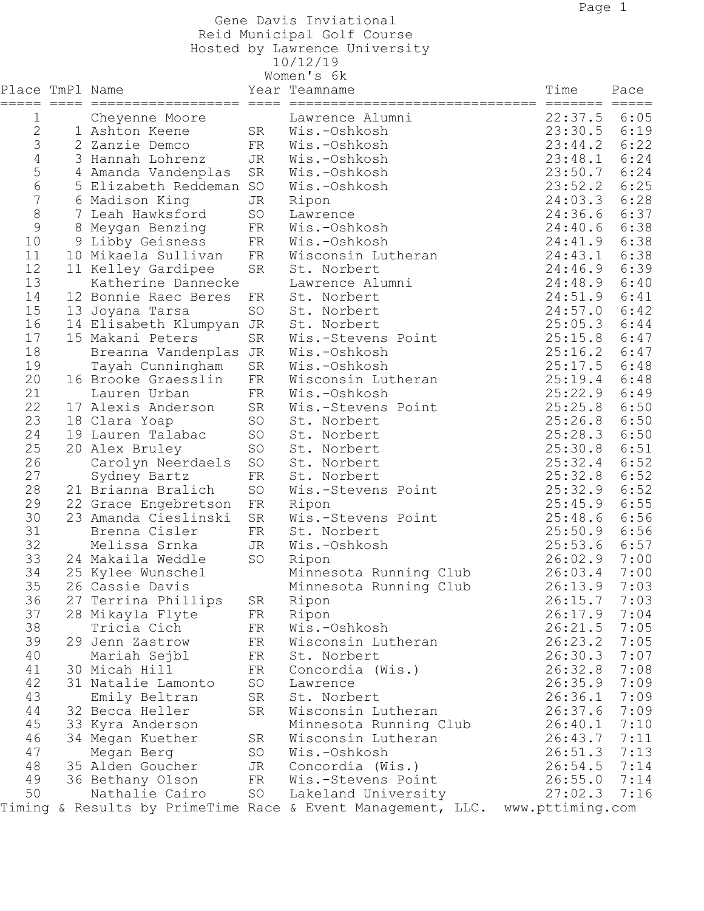Gene Davis Inviational
Reid Municipal Golf Course
Hosted by Lawrence University
10/12/19
Women's 6k

| Place | TmPl | Name | Year | Teamname | Time | Pace |
|---|---|---|---|---|---|---|
| 1 | | Cheyenne Moore | | Lawrence Alumni | 22:37.5 | 6:05 |
| 2 | 1 | Ashton Keene | SR | Wis.-Oshkosh | 23:30.5 | 6:19 |
| 3 | 2 | Zanzie Demco | FR | Wis.-Oshkosh | 23:44.2 | 6:22 |
| 4 | 3 | Hannah Lohrenz | JR | Wis.-Oshkosh | 23:48.1 | 6:24 |
| 5 | 4 | Amanda Vandenplas | SR | Wis.-Oshkosh | 23:50.7 | 6:24 |
| 6 | 5 | Elizabeth Reddeman | SO | Wis.-Oshkosh | 23:52.2 | 6:25 |
| 7 | 6 | Madison King | JR | Ripon | 24:03.3 | 6:28 |
| 8 | 7 | Leah Hawksford | SO | Lawrence | 24:36.6 | 6:37 |
| 9 | 8 | Meygan Benzing | FR | Wis.-Oshkosh | 24:40.6 | 6:38 |
| 10 | 9 | Libby Geisness | FR | Wis.-Oshkosh | 24:41.9 | 6:38 |
| 11 | 10 | Mikaela Sullivan | FR | Wisconsin Lutheran | 24:43.1 | 6:38 |
| 12 | 11 | Kelley Gardipee | SR | St. Norbert | 24:46.9 | 6:39 |
| 13 | | Katherine Dannecke | | Lawrence Alumni | 24:48.9 | 6:40 |
| 14 | 12 | Bonnie Raec Beres | FR | St. Norbert | 24:51.9 | 6:41 |
| 15 | 13 | Joyana Tarsa | SO | St. Norbert | 24:57.0 | 6:42 |
| 16 | 14 | Elisabeth Klumpyan | JR | St. Norbert | 25:05.3 | 6:44 |
| 17 | 15 | Makani Peters | SR | Wis.-Stevens Point | 25:15.8 | 6:47 |
| 18 | | Breanna Vandenplas | JR | Wis.-Oshkosh | 25:16.2 | 6:47 |
| 19 | | Tayah Cunningham | SR | Wis.-Oshkosh | 25:17.5 | 6:48 |
| 20 | 16 | Brooke Graesslin | FR | Wisconsin Lutheran | 25:19.4 | 6:48 |
| 21 | | Lauren Urban | FR | Wis.-Oshkosh | 25:22.9 | 6:49 |
| 22 | 17 | Alexis Anderson | SR | Wis.-Stevens Point | 25:25.8 | 6:50 |
| 23 | 18 | Clara Yoap | SO | St. Norbert | 25:26.8 | 6:50 |
| 24 | 19 | Lauren Talabac | SO | St. Norbert | 25:28.3 | 6:50 |
| 25 | 20 | Alex Bruley | SO | St. Norbert | 25:30.8 | 6:51 |
| 26 | | Carolyn Neerdaels | SO | St. Norbert | 25:32.4 | 6:52 |
| 27 | | Sydney Bartz | FR | St. Norbert | 25:32.8 | 6:52 |
| 28 | 21 | Brianna Bralich | SO | Wis.-Stevens Point | 25:32.9 | 6:52 |
| 29 | 22 | Grace Engebretson | FR | Ripon | 25:45.9 | 6:55 |
| 30 | 23 | Amanda Cieslinski | SR | Wis.-Stevens Point | 25:48.6 | 6:56 |
| 31 | | Brenna Cisler | FR | St. Norbert | 25:50.9 | 6:56 |
| 32 | | Melissa Srnka | JR | Wis.-Oshkosh | 25:53.6 | 6:57 |
| 33 | 24 | Makaila Weddle | SO | Ripon | 26:02.9 | 7:00 |
| 34 | 25 | Kylee Wunschel | | Minnesota Running Club | 26:03.4 | 7:00 |
| 35 | 26 | Cassie Davis | | Minnesota Running Club | 26:13.9 | 7:03 |
| 36 | 27 | Terrina Phillips | SR | Ripon | 26:15.7 | 7:03 |
| 37 | 28 | Mikayla Flyte | FR | Ripon | 26:17.9 | 7:04 |
| 38 | | Tricia Cich | FR | Wis.-Oshkosh | 26:21.5 | 7:05 |
| 39 | 29 | Jenn Zastrow | FR | Wisconsin Lutheran | 26:23.2 | 7:05 |
| 40 | | Mariah Sejbl | FR | St. Norbert | 26:30.3 | 7:07 |
| 41 | 30 | Micah Hill | FR | Concordia (Wis.) | 26:32.8 | 7:08 |
| 42 | 31 | Natalie Lamonto | SO | Lawrence | 26:35.9 | 7:09 |
| 43 | | Emily Beltran | SR | St. Norbert | 26:36.1 | 7:09 |
| 44 | 32 | Becca Heller | SR | Wisconsin Lutheran | 26:37.6 | 7:09 |
| 45 | 33 | Kyra Anderson | | Minnesota Running Club | 26:40.1 | 7:10 |
| 46 | 34 | Megan Kuether | SR | Wisconsin Lutheran | 26:43.7 | 7:11 |
| 47 | | Megan Berg | SO | Wis.-Oshkosh | 26:51.3 | 7:13 |
| 48 | 35 | Alden Goucher | JR | Concordia (Wis.) | 26:54.5 | 7:14 |
| 49 | 36 | Bethany Olson | FR | Wis.-Stevens Point | 26:55.0 | 7:14 |
| 50 | | Nathalie Cairo | SO | Lakeland University | 27:02.3 | 7:16 |

Timing & Results by PrimeTime Race & Event Management, LLC. www.pttiming.com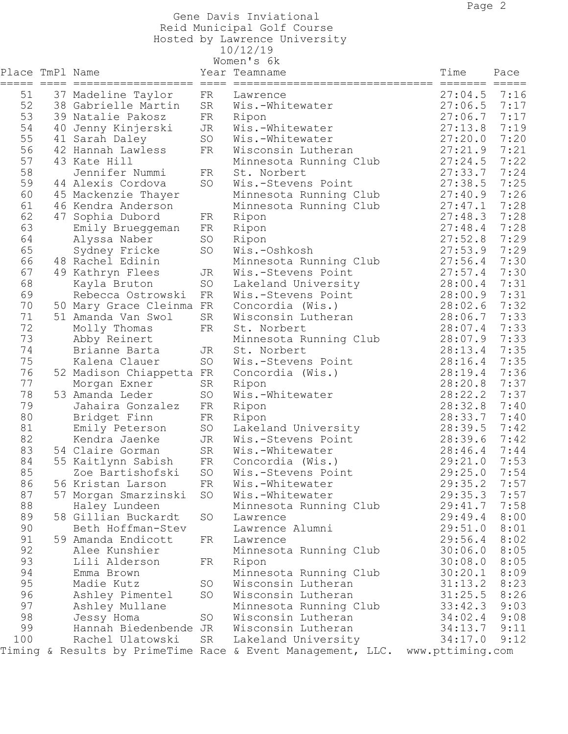Gene Davis Inviational
Reid Municipal Golf Course
Hosted by Lawrence University
10/12/19
Women's 6k

| Place | TmPl | Name | Year | Teamname | Time | Pace |
|---|---|---|---|---|---|---|
| 51 | 37 | Madeline Taylor | FR | Lawrence | 27:04.5 | 7:16 |
| 52 | 38 | Gabrielle Martin | SR | Wis.-Whitewater | 27:06.5 | 7:17 |
| 53 | 39 | Natalie Pakosz | FR | Ripon | 27:06.7 | 7:17 |
| 54 | 40 | Jenny Kinjerski | JR | Wis.-Whitewater | 27:13.8 | 7:19 |
| 55 | 41 | Sarah Daley | SO | Wis.-Whitewater | 27:20.0 | 7:20 |
| 56 | 42 | Hannah Lawless | FR | Wisconsin Lutheran | 27:21.9 | 7:21 |
| 57 | 43 | Kate Hill | | Minnesota Running Club | 27:24.5 | 7:22 |
| 58 | | Jennifer Nummi | FR | St. Norbert | 27:33.7 | 7:24 |
| 59 | 44 | Alexis Cordova | SO | Wis.-Stevens Point | 27:38.5 | 7:25 |
| 60 | 45 | Mackenzie Thayer | | Minnesota Running Club | 27:40.9 | 7:26 |
| 61 | 46 | Kendra Anderson | | Minnesota Running Club | 27:47.1 | 7:28 |
| 62 | 47 | Sophia Dubord | FR | Ripon | 27:48.3 | 7:28 |
| 63 | | Emily Brueggeman | FR | Ripon | 27:48.4 | 7:28 |
| 64 | | Alyssa Naber | SO | Ripon | 27:52.8 | 7:29 |
| 65 | | Sydney Fricke | SO | Wis.-Oshkosh | 27:53.9 | 7:29 |
| 66 | 48 | Rachel Edinin | | Minnesota Running Club | 27:56.4 | 7:30 |
| 67 | 49 | Kathryn Flees | JR | Wis.-Stevens Point | 27:57.4 | 7:30 |
| 68 | | Kayla Bruton | SO | Lakeland University | 28:00.4 | 7:31 |
| 69 | | Rebecca Ostrowski | FR | Wis.-Stevens Point | 28:00.9 | 7:31 |
| 70 | 50 | Mary Grace Cleinma | FR | Concordia (Wis.) | 28:02.6 | 7:32 |
| 71 | 51 | Amanda Van Swol | SR | Wisconsin Lutheran | 28:06.7 | 7:33 |
| 72 | | Molly Thomas | FR | St. Norbert | 28:07.4 | 7:33 |
| 73 | | Abby Reinert | | Minnesota Running Club | 28:07.9 | 7:33 |
| 74 | | Brianne Barta | JR | St. Norbert | 28:13.4 | 7:35 |
| 75 | | Kalena Clauer | SO | Wis.-Stevens Point | 28:16.4 | 7:35 |
| 76 | 52 | Madison Chiappetta | FR | Concordia (Wis.) | 28:19.4 | 7:36 |
| 77 | | Morgan Exner | SR | Ripon | 28:20.8 | 7:37 |
| 78 | 53 | Amanda Leder | SO | Wis.-Whitewater | 28:22.2 | 7:37 |
| 79 | | Jahaira Gonzalez | FR | Ripon | 28:32.8 | 7:40 |
| 80 | | Bridget Finn | FR | Ripon | 28:33.7 | 7:40 |
| 81 | | Emily Peterson | SO | Lakeland University | 28:39.5 | 7:42 |
| 82 | | Kendra Jaenke | JR | Wis.-Stevens Point | 28:39.6 | 7:42 |
| 83 | 54 | Claire Gorman | SR | Wis.-Whitewater | 28:46.4 | 7:44 |
| 84 | 55 | Kaitlynn Sabish | FR | Concordia (Wis.) | 29:21.0 | 7:53 |
| 85 | | Zoe Bartishofski | SO | Wis.-Stevens Point | 29:25.0 | 7:54 |
| 86 | 56 | Kristan Larson | FR | Wis.-Whitewater | 29:35.2 | 7:57 |
| 87 | 57 | Morgan Smarzinski | SO | Wis.-Whitewater | 29:35.3 | 7:57 |
| 88 | | Haley Lundeen | | Minnesota Running Club | 29:41.7 | 7:58 |
| 89 | 58 | Gillian Buckardt | SO | Lawrence | 29:49.4 | 8:00 |
| 90 | | Beth Hoffman-Stev | | Lawrence Alumni | 29:51.0 | 8:01 |
| 91 | 59 | Amanda Endicott | FR | Lawrence | 29:56.4 | 8:02 |
| 92 | | Alee Kunshier | | Minnesota Running Club | 30:06.0 | 8:05 |
| 93 | | Lili Alderson | FR | Ripon | 30:08.0 | 8:05 |
| 94 | | Emma Brown | | Minnesota Running Club | 30:20.1 | 8:09 |
| 95 | | Madie Kutz | SO | Wisconsin Lutheran | 31:13.2 | 8:23 |
| 96 | | Ashley Pimentel | SO | Wisconsin Lutheran | 31:25.5 | 8:26 |
| 97 | | Ashley Mullane | | Minnesota Running Club | 33:42.3 | 9:03 |
| 98 | | Jessy Homa | SO | Wisconsin Lutheran | 34:02.4 | 9:08 |
| 99 | | Hannah Biedenbende | JR | Wisconsin Lutheran | 34:13.7 | 9:11 |
| 100 | | Rachel Ulatowski | SR | Lakeland University | 34:17.0 | 9:12 |

Timing & Results by PrimeTime Race & Event Management, LLC. www.pttiming.com